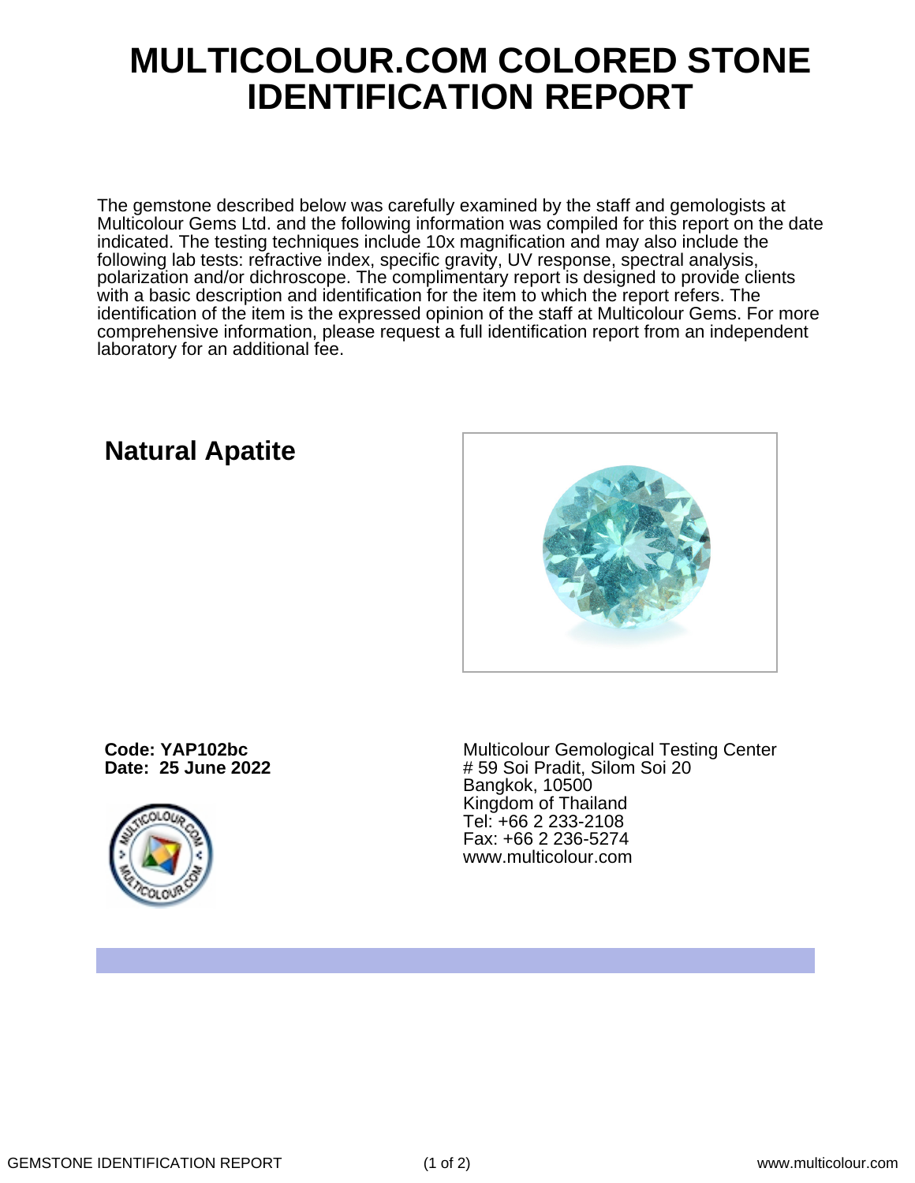# MULTICOLOUR.COM COLORED STONE IDENTIFICATION REPORT

The gemstone described below was carefully examined by the staff and gemologists at Multicolour Gems Ltd. and the following information was compiled for this report on the date indicated. The testing techniques include 10x magnification and may also include the following lab tests: refractive index, specific gravity, UV response, spectral analysis, polarization and/or dichroscope. The complimentary report is designed to provide clients with a basic description and identification for the item to which the report refers. The identification of the item is the expressed opinion of the staff at Multicolour Gems. For more comprehensive information, please request a full identification report from an independent laboratory for an additional fee.

## Natural Apatite

**Code: YAP102bc**
**Date: 25 June 2022**

Multicolour Gemological Testing Center
# 59 Soi Pradit, Silom Soi 20
Bangkok, 10500
Kingdom of Thailand
Tel: +66 2 233-2108
Fax: +66 2 236-5274
www.multicolour.com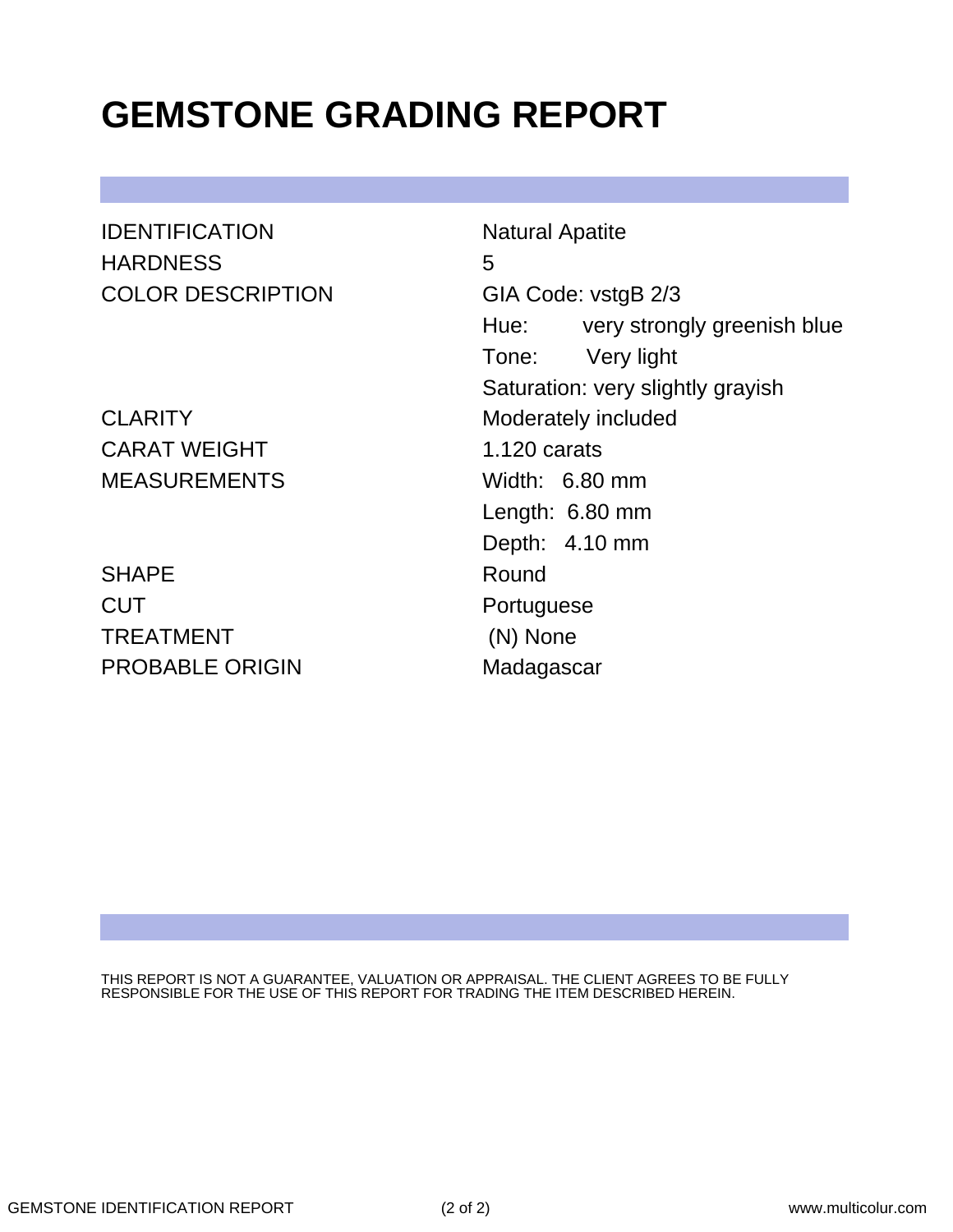# GEMSTONE GRADING REPORT

| | |
|---|---|
| IDENTIFICATION | Natural Apatite |
| HARDNESS | 5 |
| COLOR DESCRIPTION | GIA Code: vstgB 2/3 |
| | Hue: very strongly greenish blue |
| | Tone: Very light |
| | Saturation: very slightly grayish |
| CLARITY | Moderately included |
| CARAT WEIGHT | 1.120 carats |
| MEASUREMENTS | Width: 6.80 mm |
| | Length: 6.80 mm |
| | Depth: 4.10 mm |
| SHAPE | Round |
| CUT | Portuguese |
| TREATMENT | (N) None |
| PROBABLE ORIGIN | Madagascar |

THIS REPORT IS NOT A GUARANTEE, VALUATION OR APPRAISAL. THE CLIENT AGREES TO BE FULLY RESPONSIBLE FOR THE USE OF THIS REPORT FOR TRADING THE ITEM DESCRIBED HEREIN.